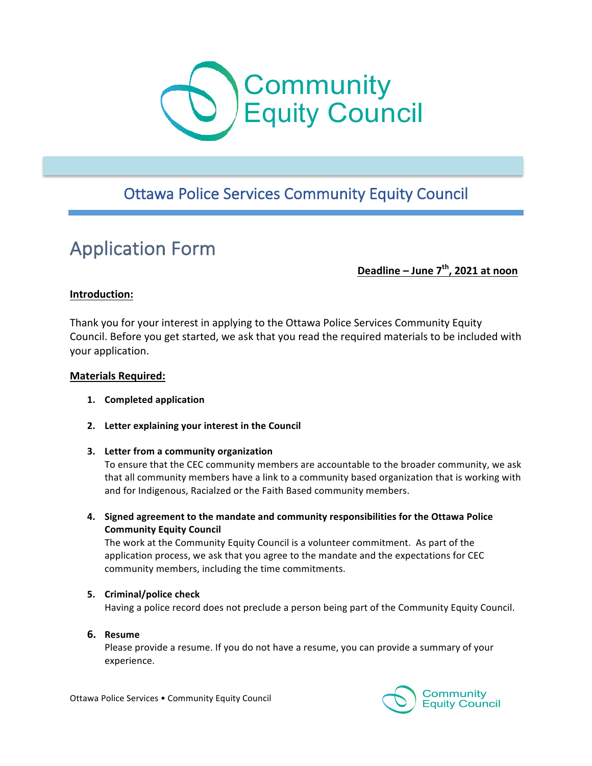Community Equity Council

## Ottawa Police Services Community Equity Council

# Application Form

**Deadline – June 7th, 2021 at noon**

### Introduction:

Thank you for your interest in applying to the Ottawa Police Services Community Equity Council. Before you get started, we ask that you read the required materials to be included with your application.

### Materials Required:

1. **Completed application**

2. **Letter explaining your interest in the Council**

3. **Letter from a community organization**
   To ensure that the CEC community members are accountable to the broader community, we ask that all community members have a link to a community based organization that is working with and for Indigenous, Racialzed or the Faith Based community members.

4. **Signed agreement to the mandate and community responsibilities for the Ottawa Police Community Equity Council**
   The work at the Community Equity Council is a volunteer commitment. As part of the application process, we ask that you agree to the mandate and the expectations for CEC community members, including the time commitments.

5. **Criminal/police check**
   Having a police record does not preclude a person being part of the Community Equity Council.

6. **Resume**
   Please provide a resume. If you do not have a resume, you can provide a summary of your experience.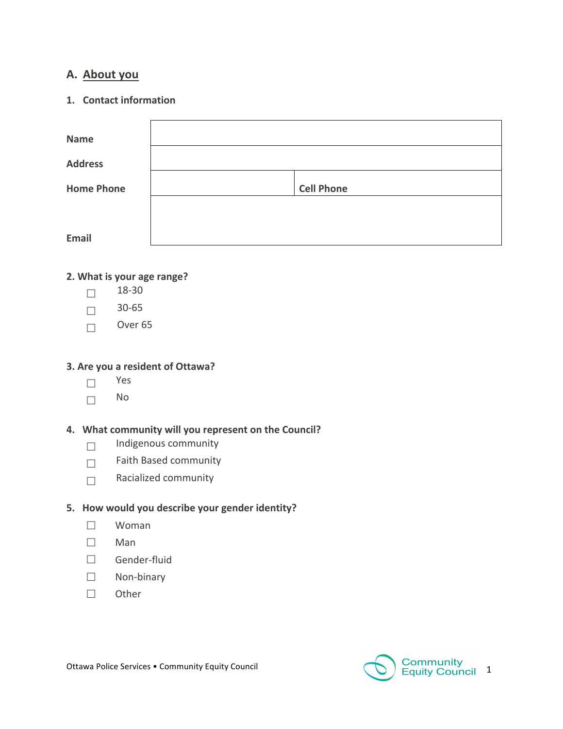## A. About you

### 1. Contact information

| | | | |
|---|---|---|---|
| **Name** | | | |
| **Address** | | | |
| **Home Phone** | | **Cell Phone** | |
| **Email** | | | |

### 2. What is your age range?

- ☐ 18-30
- ☐ 30-65
- ☐ Over 65

### 3. Are you a resident of Ottawa?

- ☐ Yes
- ☐ No

### 4. What community will you represent on the Council?

- ☐ Indigenous community
- ☐ Faith Based community
- ☐ Racialized community

### 5. How would you describe your gender identity?

- ☐ Woman
- ☐ Man
- ☐ Gender-fluid
- ☐ Non-binary
- ☐ Other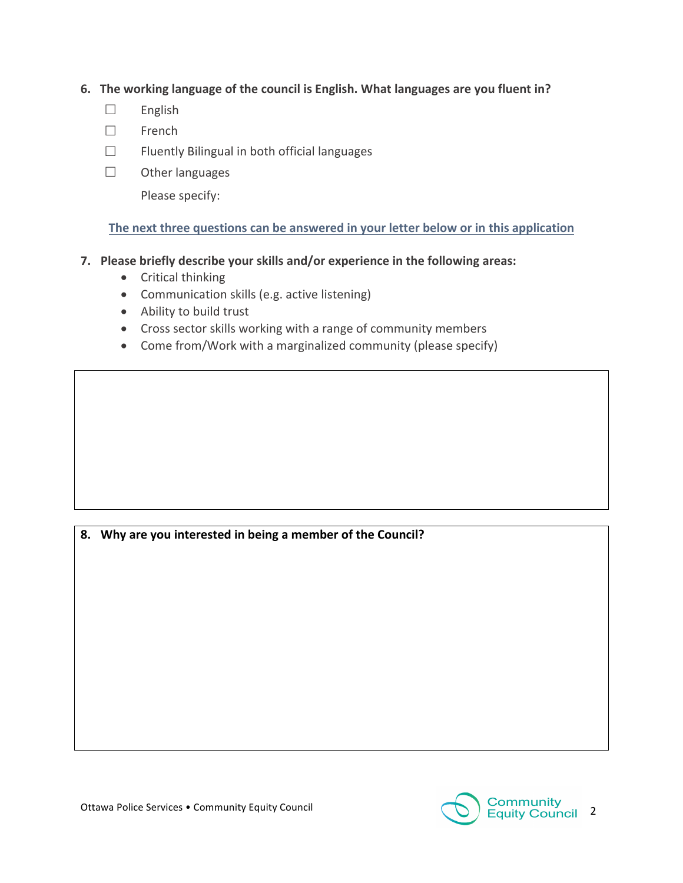6. **The working language of the council is English. What languages are you fluent in?**

   ☐ English

   ☐ French

   ☐ Fluently Bilingual in both official languages

   ☐ Other languages

   Please specify:

**The next three questions can be answered in your letter below or in this application**

7. **Please briefly describe your skills and/or experience in the following areas:**
   - Critical thinking
   - Communication skills (e.g. active listening)
   - Ability to build trust
   - Cross sector skills working with a range of community members
   - Come from/Work with a marginalized community (please specify)

8. **Why are you interested in being a member of the Council?**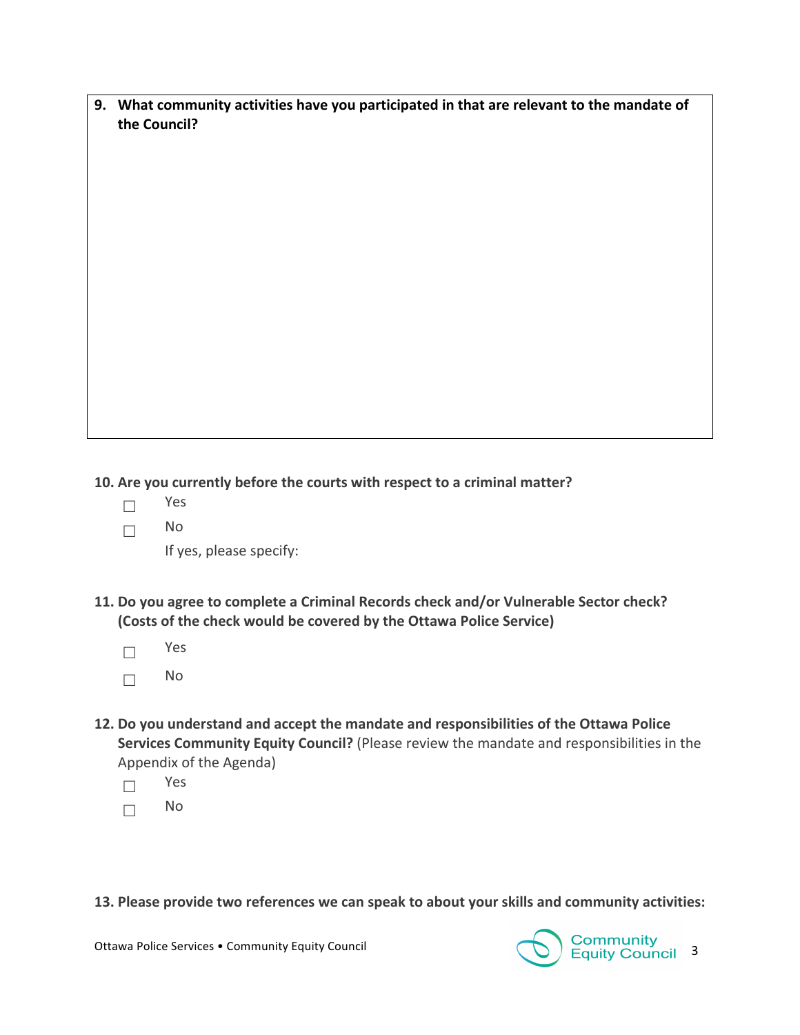**9. What community activities have you participated in that are relevant to the mandate of the Council?**

**10. Are you currently before the courts with respect to a criminal matter?**

☐ Yes

☐ No

If yes, please specify:

**11. Do you agree to complete a Criminal Records check and/or Vulnerable Sector check? (Costs of the check would be covered by the Ottawa Police Service)**

☐ Yes

☐ No

**12. Do you understand and accept the mandate and responsibilities of the Ottawa Police Services Community Equity Council?** (Please review the mandate and responsibilities in the Appendix of the Agenda)

☐ Yes

☐ No

**13. Please provide two references we can speak to about your skills and community activities:**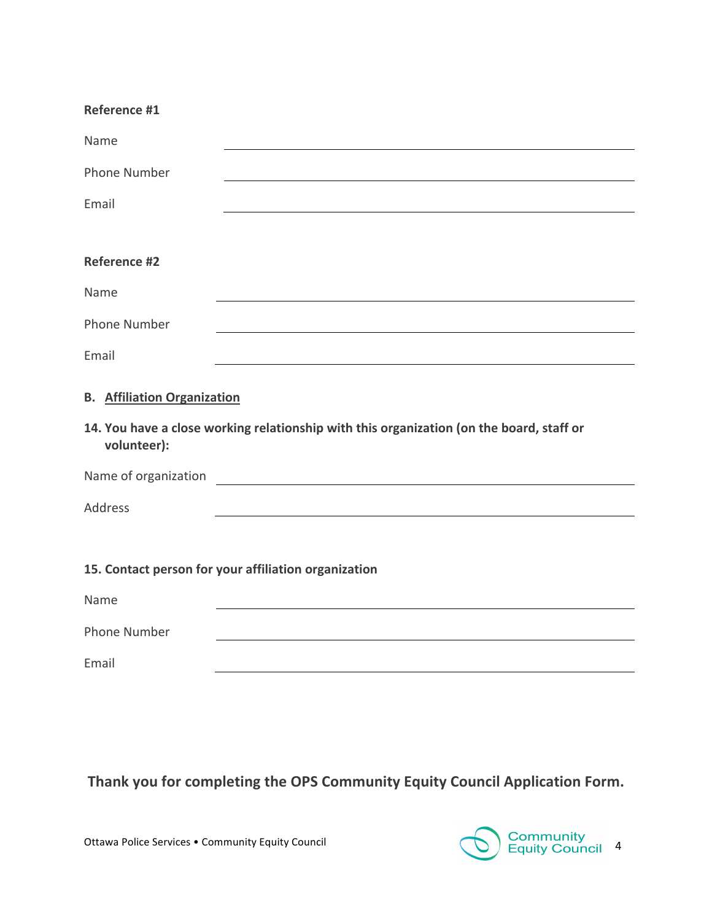**Reference #1**

Name ______________________________

Phone Number ______________________________

Email ______________________________

**Reference #2**

Name ______________________________

Phone Number ______________________________

Email ______________________________

**B. <u>Affiliation Organization</u>**

**14. You have a close working relationship with this organization (on the board, staff or volunteer):**

Name of organization ______________________________

Address ______________________________

**15. Contact person for your affiliation organization**

Name ______________________________

Phone Number ______________________________

Email ______________________________

**Thank you for completing the OPS Community Equity Council Application Form.**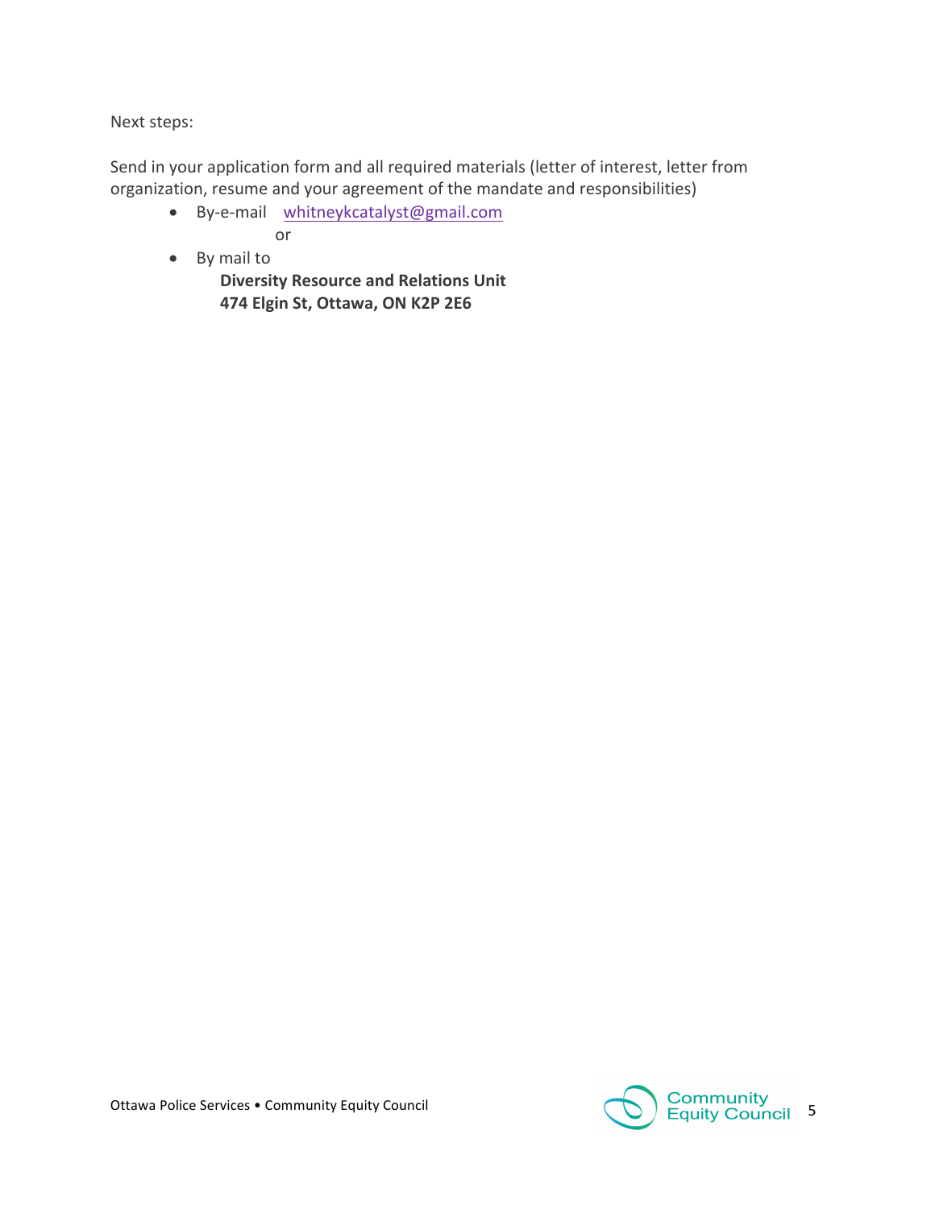Next steps:

Send in your application form and all required materials (letter of interest, letter from organization, resume and your agreement of the mandate and responsibilities)

- By-e-mail [whitneykcatalyst@gmail.com](mailto:whitneykcatalyst@gmail.com)

  or

- By mail to

  **Diversity Resource and Relations Unit**
  **474 Elgin St, Ottawa, ON K2P 2E6**